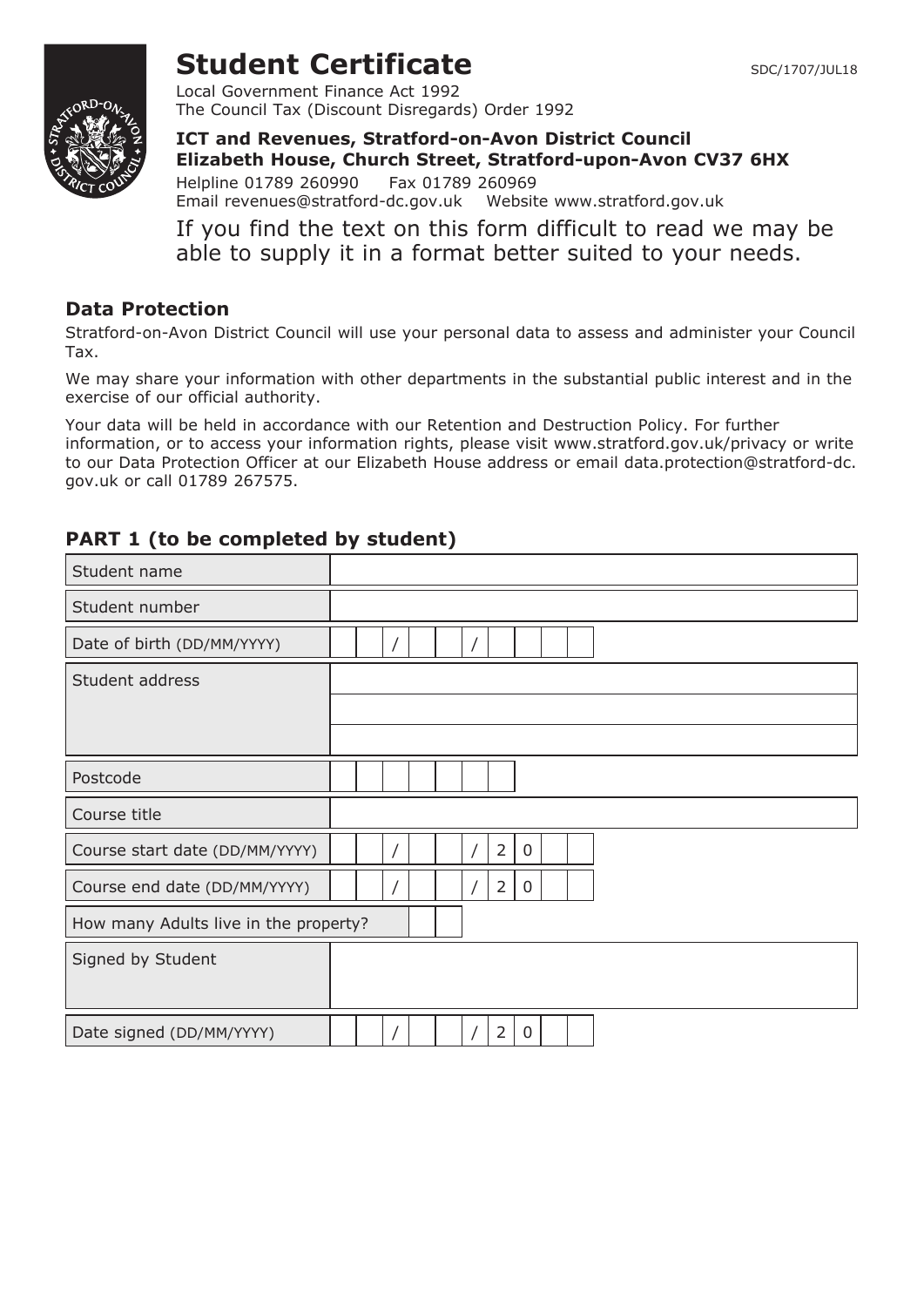# Student Certificate

SDC/1707/JUL18

Local Government Finance Act 1992
The Council Tax (Discount Disregards) Order 1992

**ICT and Revenues, Stratford-on-Avon District Council**
**Elizabeth House, Church Street, Stratford-upon-Avon CV37 6HX**

Helpline 01789 260990   Fax 01789 260969
Email revenues@stratford-dc.gov.uk   Website www.stratford.gov.uk

If you find the text on this form difficult to read we may be able to supply it in a format better suited to your needs.

## Data Protection

Stratford-on-Avon District Council will use your personal data to assess and administer your Council Tax.

We may share your information with other departments in the substantial public interest and in the exercise of our official authority.

Your data will be held in accordance with our Retention and Destruction Policy. For further information, or to access your information rights, please visit www.stratford.gov.uk/privacy or write to our Data Protection Officer at our Elizabeth House address or email data.protection@stratford-dc.gov.uk or call 01789 267575.

## PART 1 (to be completed by student)

| Field | |
|---|---|
| Student name | |
| Student number | |
| Date of birth (DD/MM/YYYY) | / / |
| Student address | |
| | |
| | |
| Postcode | |
| Course title | |
| Course start date (DD/MM/YYYY) | / / 2 0 |
| Course end date (DD/MM/YYYY) | / / 2 0 |
| How many Adults live in the property? | |
| Signed by Student | |
| Date signed (DD/MM/YYYY) | / / 2 0 |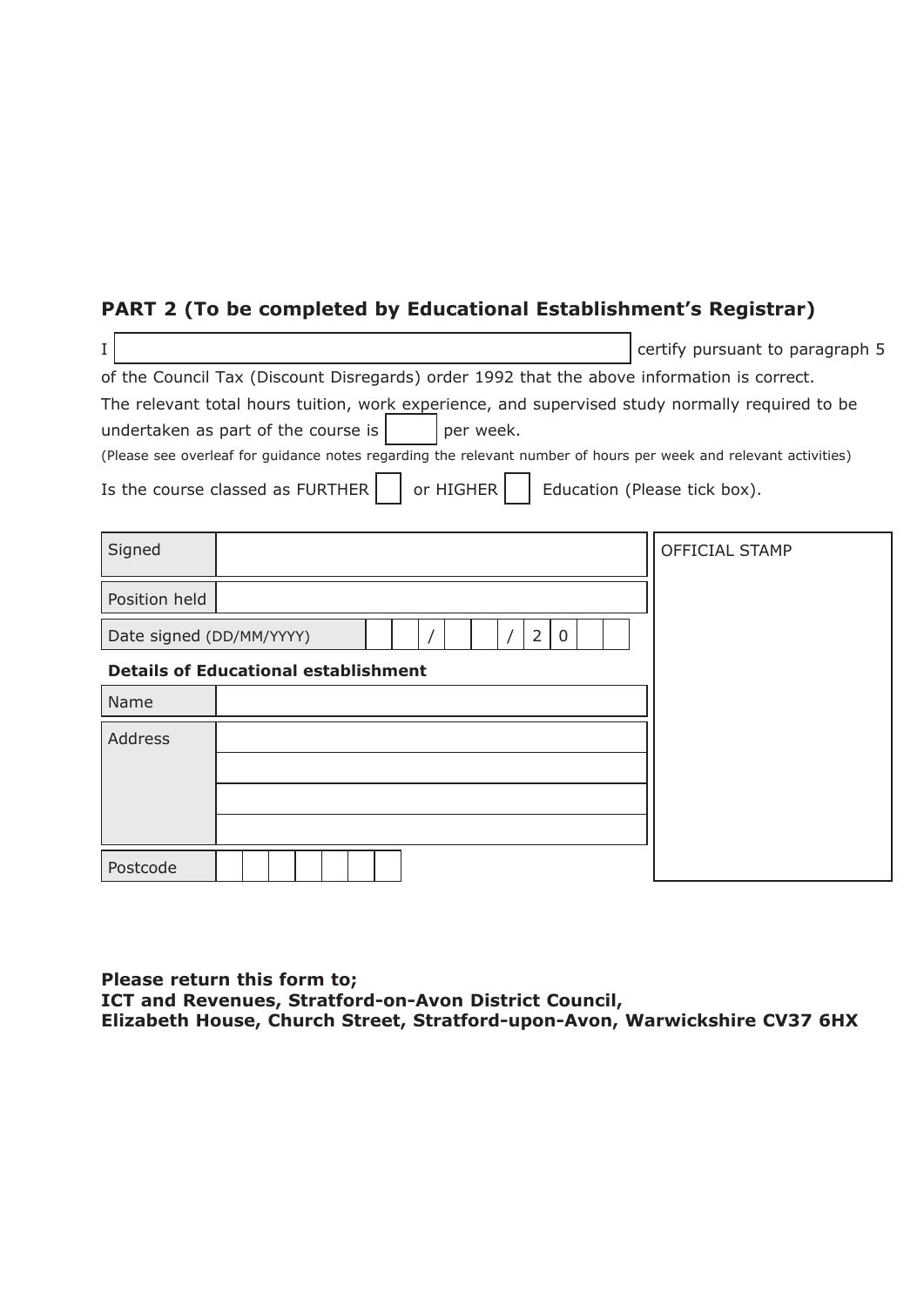## PART 2 (To be completed by Educational Establishment's Registrar)

I ______________________________ certify pursuant to paragraph 5 of the Council Tax (Discount Disregards) order 1992 that the above information is correct.

The relevant total hours tuition, work experience, and supervised study normally required to be undertaken as part of the course is ______ per week.

(Please see overleaf for guidance notes regarding the relevant number of hours per week and relevant activities)

Is the course classed as FURTHER ☐ or HIGHER ☐ Education (Please tick box).

| | |
|---|---|
| Signed | |
| Position held | |
| Date signed (DD/MM/YYYY) | _ _ / _ _ / 2 0 _ _ |

OFFICIAL STAMP

**Details of Educational establishment**

| | |
|---|---|
| Name | |
| Address | |
| | |
| | |
| | |
| Postcode | |

**Please return this form to;**
**ICT and Revenues, Stratford-on-Avon District Council,**
**Elizabeth House, Church Street, Stratford-upon-Avon, Warwickshire CV37 6HX**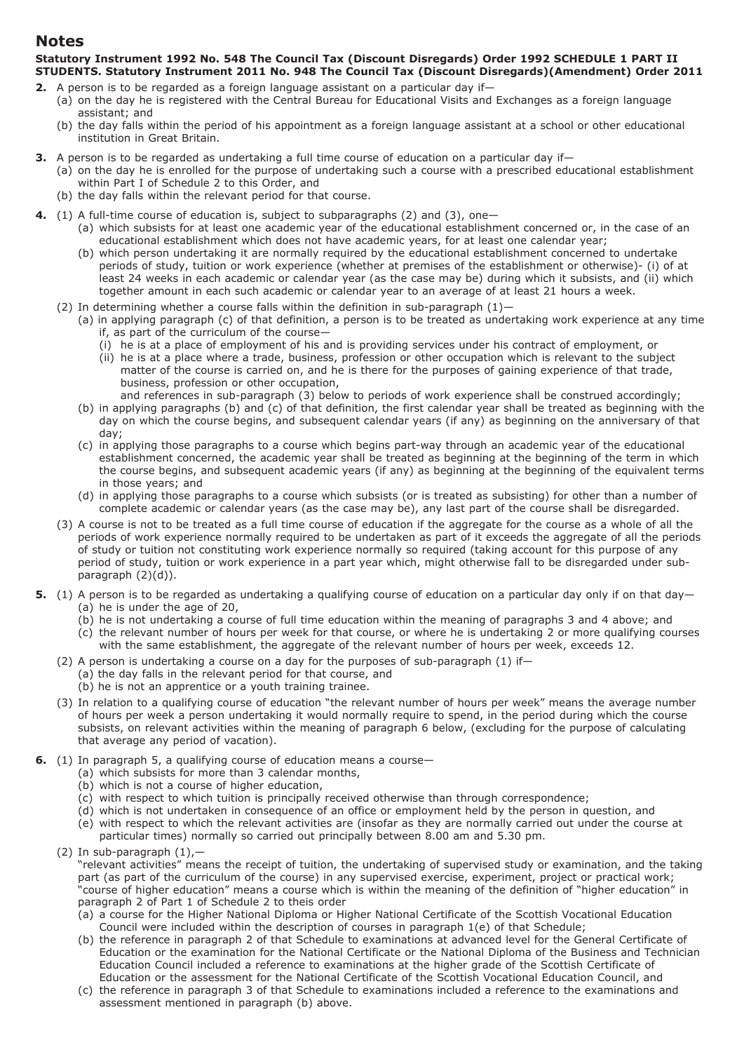# Notes

**Statutory Instrument 1992 No. 548 The Council Tax (Discount Disregards) Order 1992 SCHEDULE 1 PART II STUDENTS. Statutory Instrument 2011 No. 948 The Council Tax (Discount Disregards)(Amendment) Order 2011**

**2.** A person is to be regarded as a foreign language assistant on a particular day if—

(a) on the day he is registered with the Central Bureau for Educational Visits and Exchanges as a foreign language assistant; and

(b) the day falls within the period of his appointment as a foreign language assistant at a school or other educational institution in Great Britain.

**3.** A person is to be regarded as undertaking a full time course of education on a particular day if—

(a) on the day he is enrolled for the purpose of undertaking such a course with a prescribed educational establishment within Part I of Schedule 2 to this Order, and

(b) the day falls within the relevant period for that course.

**4.** (1) A full-time course of education is, subject to subparagraphs (2) and (3), one—

(a) which subsists for at least one academic year of the educational establishment concerned or, in the case of an educational establishment which does not have academic years, for at least one calendar year;

(b) which person undertaking it are normally required by the educational establishment concerned to undertake periods of study, tuition or work experience (whether at premises of the establishment or otherwise)- (i) of at least 24 weeks in each academic or calendar year (as the case may be) during which it subsists, and (ii) which together amount in each such academic or calendar year to an average of at least 21 hours a week.

(2) In determining whether a course falls within the definition in sub-paragraph (1)—

(a) in applying paragraph (c) of that definition, a person is to be treated as undertaking work experience at any time if, as part of the curriculum of the course—

(i) he is at a place of employment of his and is providing services under his contract of employment, or

(ii) he is at a place where a trade, business, profession or other occupation which is relevant to the subject matter of the course is carried on, and he is there for the purposes of gaining experience of that trade, business, profession or other occupation,

and references in sub-paragraph (3) below to periods of work experience shall be construed accordingly;

(b) in applying paragraphs (b) and (c) of that definition, the first calendar year shall be treated as beginning with the day on which the course begins, and subsequent calendar years (if any) as beginning on the anniversary of that day;

(c) in applying those paragraphs to a course which begins part-way through an academic year of the educational establishment concerned, the academic year shall be treated as beginning at the beginning of the term in which the course begins, and subsequent academic years (if any) as beginning at the beginning of the equivalent terms in those years; and

(d) in applying those paragraphs to a course which subsists (or is treated as subsisting) for other than a number of complete academic or calendar years (as the case may be), any last part of the course shall be disregarded.

(3) A course is not to be treated as a full time course of education if the aggregate for the course as a whole of all the periods of work experience normally required to be undertaken as part of it exceeds the aggregate of all the periods of study or tuition not constituting work experience normally so required (taking account for this purpose of any period of study, tuition or work experience in a part year which, might otherwise fall to be disregarded under sub-paragraph (2)(d)).

**5.** (1) A person is to be regarded as undertaking a qualifying course of education on a particular day only if on that day—

(a) he is under the age of 20,

(b) he is not undertaking a course of full time education within the meaning of paragraphs 3 and 4 above; and

(c) the relevant number of hours per week for that course, or where he is undertaking 2 or more qualifying courses with the same establishment, the aggregate of the relevant number of hours per week, exceeds 12.

(2) A person is undertaking a course on a day for the purposes of sub-paragraph (1) if—

(a) the day falls in the relevant period for that course, and

(b) he is not an apprentice or a youth training trainee.

(3) In relation to a qualifying course of education "the relevant number of hours per week" means the average number of hours per week a person undertaking it would normally require to spend, in the period during which the course subsists, on relevant activities within the meaning of paragraph 6 below, (excluding for the purpose of calculating that average any period of vacation).

**6.** (1) In paragraph 5, a qualifying course of education means a course—

(a) which subsists for more than 3 calendar months,

(b) which is not a course of higher education,

(c) with respect to which tuition is principally received otherwise than through correspondence;

(d) which is not undertaken in consequence of an office or employment held by the person in question, and

(e) with respect to which the relevant activities are (insofar as they are normally carried out under the course at particular times) normally so carried out principally between 8.00 am and 5.30 pm.

(2) In sub-paragraph (1),—

"relevant activities" means the receipt of tuition, the undertaking of supervised study or examination, and the taking part (as part of the curriculum of the course) in any supervised exercise, experiment, project or practical work;
"course of higher education" means a course which is within the meaning of the definition of "higher education" in paragraph 2 of Part 1 of Schedule 2 to theis order

(a) a course for the Higher National Diploma or Higher National Certificate of the Scottish Vocational Education Council were included within the description of courses in paragraph 1(e) of that Schedule;

(b) the reference in paragraph 2 of that Schedule to examinations at advanced level for the General Certificate of Education or the examination for the National Certificate or the National Diploma of the Business and Technician Education Council included a reference to examinations at the higher grade of the Scottish Certificate of Education or the assessment for the National Certificate of the Scottish Vocational Education Council, and

(c) the reference in paragraph 3 of that Schedule to examinations included a reference to the examinations and assessment mentioned in paragraph (b) above.